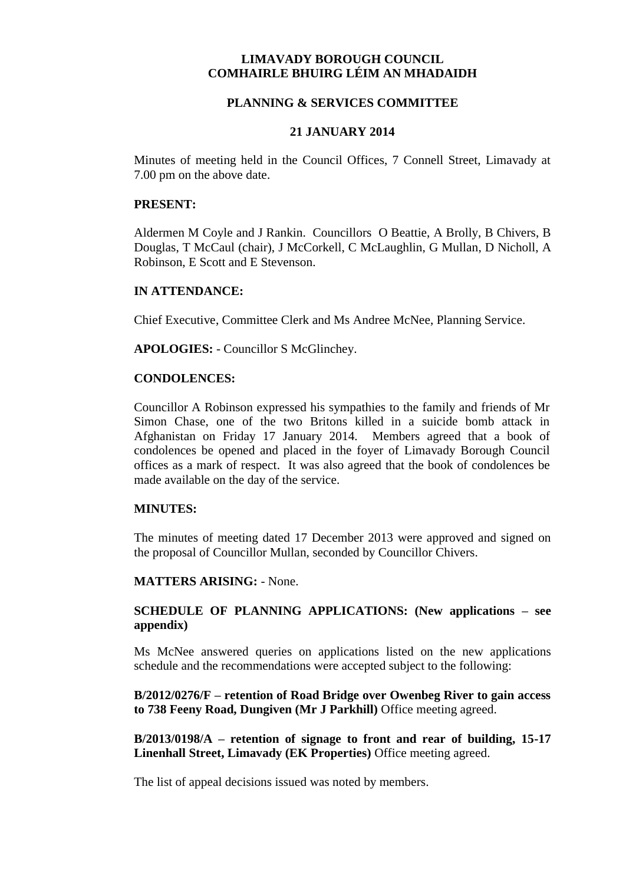# LIMAVADY BOROUGH COUNCIL
# COMHAIRLE BHUIRG LÉIM AN MHADAIDH

## PLANNING & SERVICES COMMITTEE

## 21 JANUARY 2014

Minutes of meeting held in the Council Offices, 7 Connell Street, Limavady at 7.00 pm on the above date.

**PRESENT:**

Aldermen M Coyle and J Rankin. Councillors O Beattie, A Brolly, B Chivers, B Douglas, T McCaul (chair), J McCorkell, C McLaughlin, G Mullan, D Nicholl, A Robinson, E Scott and E Stevenson.

**IN ATTENDANCE:**

Chief Executive, Committee Clerk and Ms Andree McNee, Planning Service.

**APOLOGIES:** - Councillor S McGlinchey.

**CONDOLENCES:**

Councillor A Robinson expressed his sympathies to the family and friends of Mr Simon Chase, one of the two Britons killed in a suicide bomb attack in Afghanistan on Friday 17 January 2014. Members agreed that a book of condolences be opened and placed in the foyer of Limavady Borough Council offices as a mark of respect. It was also agreed that the book of condolences be made available on the day of the service.

**MINUTES:**

The minutes of meeting dated 17 December 2013 were approved and signed on the proposal of Councillor Mullan, seconded by Councillor Chivers.

**MATTERS ARISING:** - None.

**SCHEDULE OF PLANNING APPLICATIONS: (New applications – see appendix)**

Ms McNee answered queries on applications listed on the new applications schedule and the recommendations were accepted subject to the following:

**B/2012/0276/F – retention of Road Bridge over Owenbeg River to gain access to 738 Feeny Road, Dungiven (Mr J Parkhill)** Office meeting agreed.

**B/2013/0198/A – retention of signage to front and rear of building, 15-17 Linenhall Street, Limavady (EK Properties)** Office meeting agreed.

The list of appeal decisions issued was noted by members.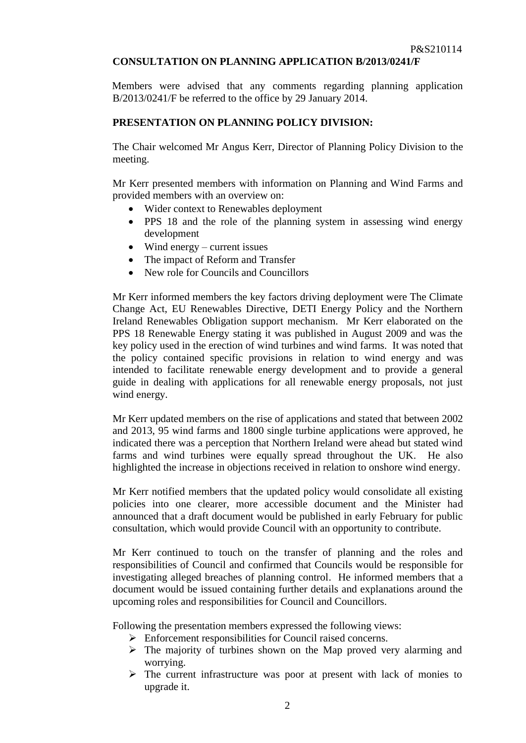**CONSULTATION ON PLANNING APPLICATION B/2013/0241/F**

Members were advised that any comments regarding planning application B/2013/0241/F be referred to the office by 29 January 2014.

**PRESENTATION ON PLANNING POLICY DIVISION:**

The Chair welcomed Mr Angus Kerr, Director of Planning Policy Division to the meeting.

Mr Kerr presented members with information on Planning and Wind Farms and provided members with an overview on:

- Wider context to Renewables deployment
- PPS 18 and the role of the planning system in assessing wind energy development
- Wind energy – current issues
- The impact of Reform and Transfer
- New role for Councils and Councillors

Mr Kerr informed members the key factors driving deployment were The Climate Change Act, EU Renewables Directive, DETI Energy Policy and the Northern Ireland Renewables Obligation support mechanism. Mr Kerr elaborated on the PPS 18 Renewable Energy stating it was published in August 2009 and was the key policy used in the erection of wind turbines and wind farms. It was noted that the policy contained specific provisions in relation to wind energy and was intended to facilitate renewable energy development and to provide a general guide in dealing with applications for all renewable energy proposals, not just wind energy.

Mr Kerr updated members on the rise of applications and stated that between 2002 and 2013, 95 wind farms and 1800 single turbine applications were approved, he indicated there was a perception that Northern Ireland were ahead but stated wind farms and wind turbines were equally spread throughout the UK. He also highlighted the increase in objections received in relation to onshore wind energy.

Mr Kerr notified members that the updated policy would consolidate all existing policies into one clearer, more accessible document and the Minister had announced that a draft document would be published in early February for public consultation, which would provide Council with an opportunity to contribute.

Mr Kerr continued to touch on the transfer of planning and the roles and responsibilities of Council and confirmed that Councils would be responsible for investigating alleged breaches of planning control. He informed members that a document would be issued containing further details and explanations around the upcoming roles and responsibilities for Council and Councillors.

Following the presentation members expressed the following views:

- Enforcement responsibilities for Council raised concerns.
- The majority of turbines shown on the Map proved very alarming and worrying.
- The current infrastructure was poor at present with lack of monies to upgrade it.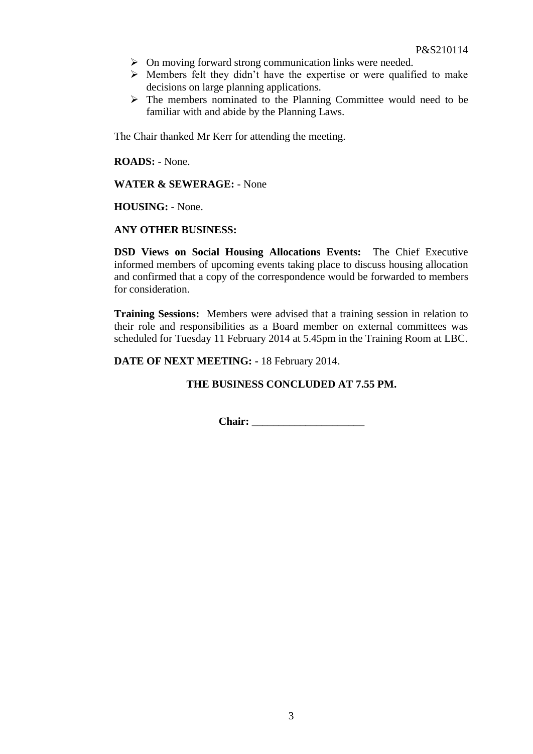- On moving forward strong communication links were needed.
- Members felt they didn't have the expertise or were qualified to make decisions on large planning applications.
- The members nominated to the Planning Committee would need to be familiar with and abide by the Planning Laws.

The Chair thanked Mr Kerr for attending the meeting.

**ROADS:** - None.

**WATER & SEWERAGE:** - None

**HOUSING:** - None.

**ANY OTHER BUSINESS:**

**DSD Views on Social Housing Allocations Events:** The Chief Executive informed members of upcoming events taking place to discuss housing allocation and confirmed that a copy of the correspondence would be forwarded to members for consideration.

**Training Sessions:** Members were advised that a training session in relation to their role and responsibilities as a Board member on external committees was scheduled for Tuesday 11 February 2014 at 5.45pm in the Training Room at LBC.

**DATE OF NEXT MEETING: -** 18 February 2014.

**THE BUSINESS CONCLUDED AT 7.55 PM.**

**Chair: ____________________**